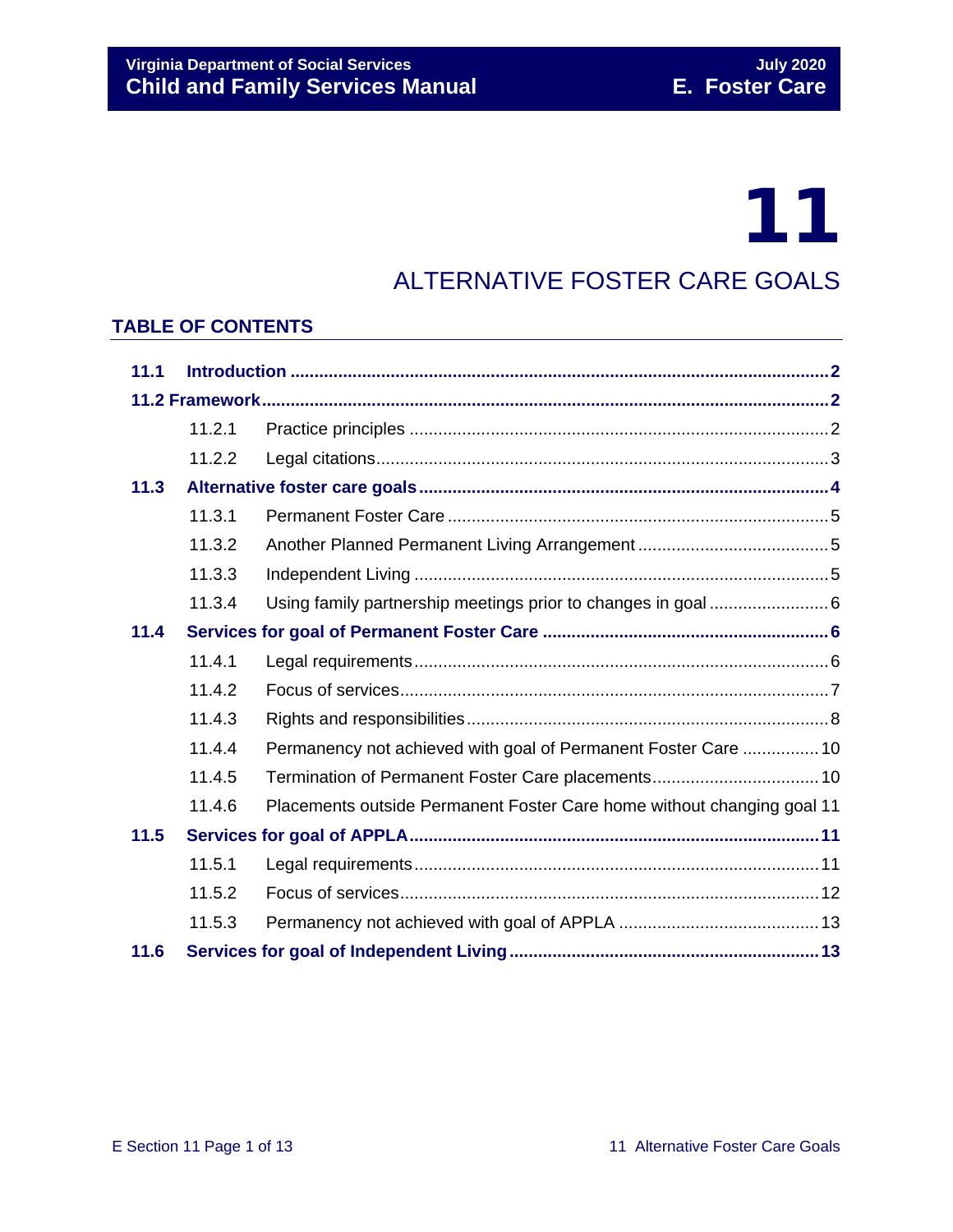# 11

# ALTERNATIVE FOSTER CARE GOALS

## TABLE OF CONTENTS

**11.1 Introduction** ........ **2**

**11.2 Framework** ........ **2**

- 11.2.1 Practice principles ........ 2
- 11.2.2 Legal citations ........ 3

**11.3 Alternative foster care goals** ........ **4**

- 11.3.1 Permanent Foster Care ........ 5
- 11.3.2 Another Planned Permanent Living Arrangement ........ 5
- 11.3.3 Independent Living ........ 5
- 11.3.4 Using family partnership meetings prior to changes in goal ........ 6

**11.4 Services for goal of Permanent Foster Care** ........ **6**

- 11.4.1 Legal requirements ........ 6
- 11.4.2 Focus of services ........ 7
- 11.4.3 Rights and responsibilities ........ 8
- 11.4.4 Permanency not achieved with goal of Permanent Foster Care ........ 10
- 11.4.5 Termination of Permanent Foster Care placements ........ 10
- 11.4.6 Placements outside Permanent Foster Care home without changing goal 11

**11.5 Services for goal of APPLA** ........ **11**

- 11.5.1 Legal requirements ........ 11
- 11.5.2 Focus of services ........ 12
- 11.5.3 Permanency not achieved with goal of APPLA ........ 13

**11.6 Services for goal of Independent Living** ........ **13**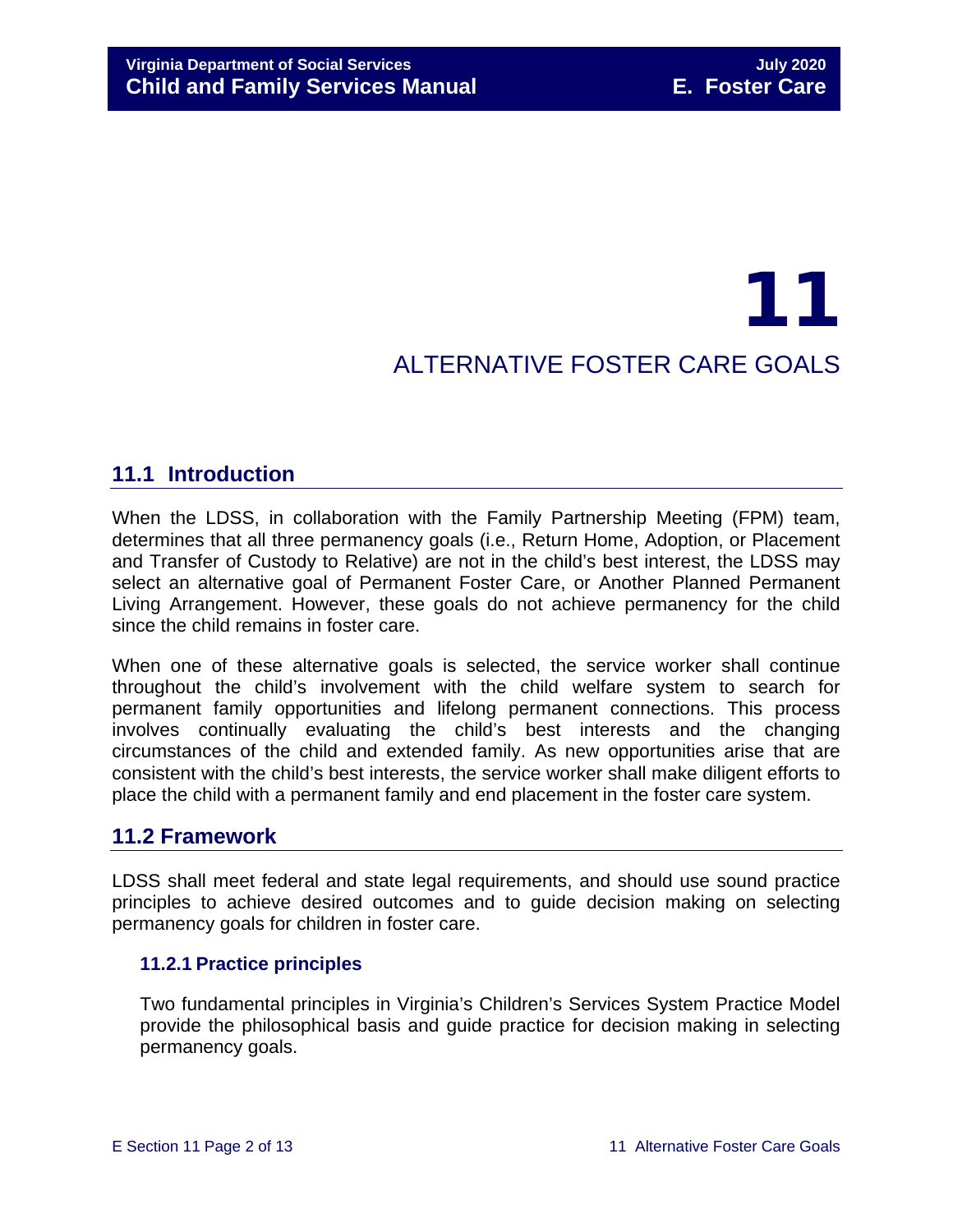# 11 ALTERNATIVE FOSTER CARE GOALS

## 11.1 Introduction

When the LDSS, in collaboration with the Family Partnership Meeting (FPM) team, determines that all three permanency goals (i.e., Return Home, Adoption, or Placement and Transfer of Custody to Relative) are not in the child's best interest, the LDSS may select an alternative goal of Permanent Foster Care, or Another Planned Permanent Living Arrangement. However, these goals do not achieve permanency for the child since the child remains in foster care.

When one of these alternative goals is selected, the service worker shall continue throughout the child's involvement with the child welfare system to search for permanent family opportunities and lifelong permanent connections. This process involves continually evaluating the child's best interests and the changing circumstances of the child and extended family. As new opportunities arise that are consistent with the child's best interests, the service worker shall make diligent efforts to place the child with a permanent family and end placement in the foster care system.

## 11.2 Framework

LDSS shall meet federal and state legal requirements, and should use sound practice principles to achieve desired outcomes and to guide decision making on selecting permanency goals for children in foster care.

### 11.2.1 Practice principles

Two fundamental principles in Virginia's Children's Services System Practice Model provide the philosophical basis and guide practice for decision making in selecting permanency goals.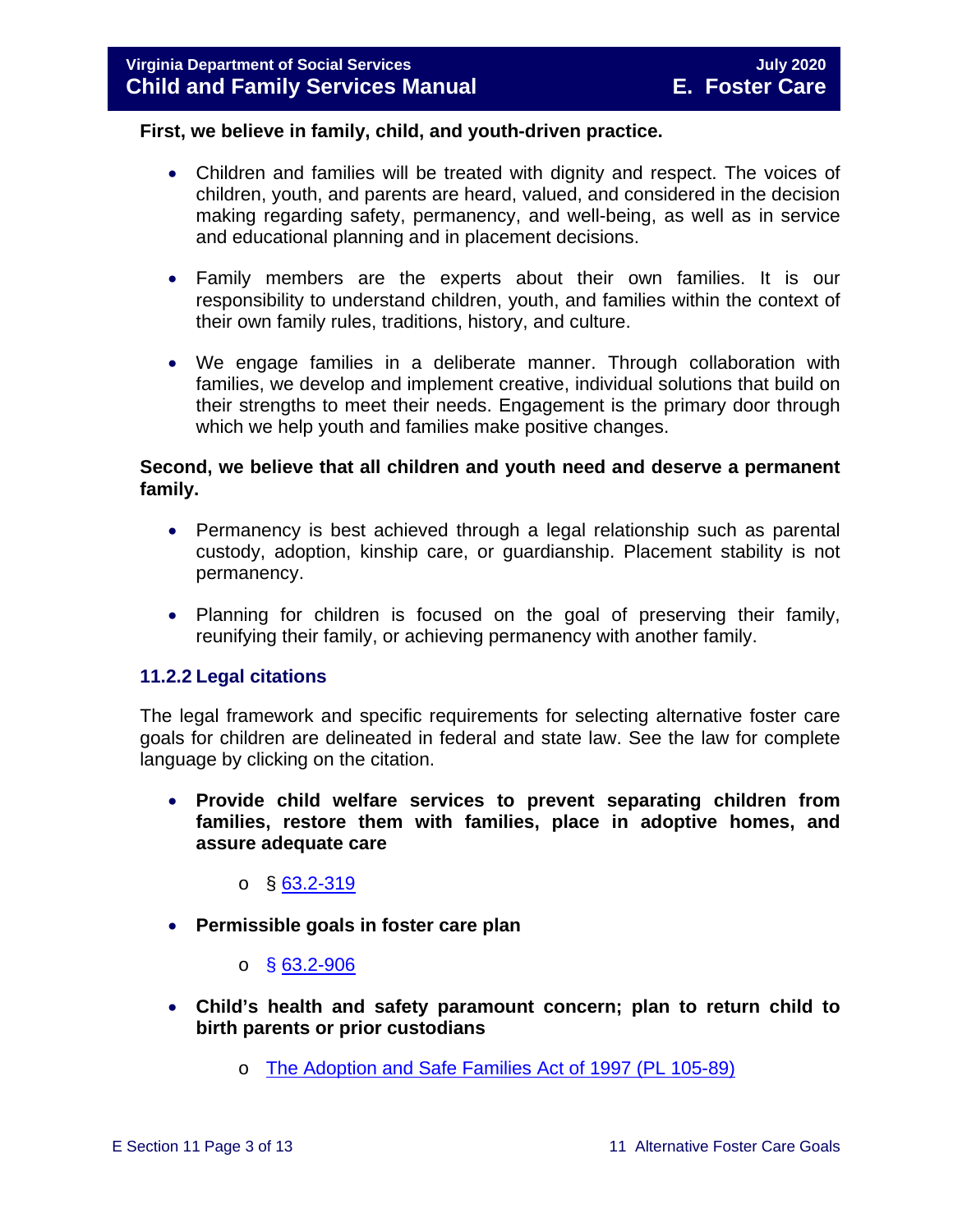**First, we believe in family, child, and youth-driven practice.**

- Children and families will be treated with dignity and respect. The voices of children, youth, and parents are heard, valued, and considered in the decision making regarding safety, permanency, and well-being, as well as in service and educational planning and in placement decisions.

- Family members are the experts about their own families. It is our responsibility to understand children, youth, and families within the context of their own family rules, traditions, history, and culture.

- We engage families in a deliberate manner. Through collaboration with families, we develop and implement creative, individual solutions that build on their strengths to meet their needs. Engagement is the primary door through which we help youth and families make positive changes.

**Second, we believe that all children and youth need and deserve a permanent family.**

- Permanency is best achieved through a legal relationship such as parental custody, adoption, kinship care, or guardianship. Placement stability is not permanency.

- Planning for children is focused on the goal of preserving their family, reunifying their family, or achieving permanency with another family.

### 11.2.2 Legal citations

The legal framework and specific requirements for selecting alternative foster care goals for children are delineated in federal and state law. See the law for complete language by clicking on the citation.

- **Provide child welfare services to prevent separating children from families, restore them with families, place in adoptive homes, and assure adequate care**
  - § 63.2-319

- **Permissible goals in foster care plan**
  - § 63.2-906

- **Child's health and safety paramount concern; plan to return child to birth parents or prior custodians**
  - The Adoption and Safe Families Act of 1997 (PL 105-89)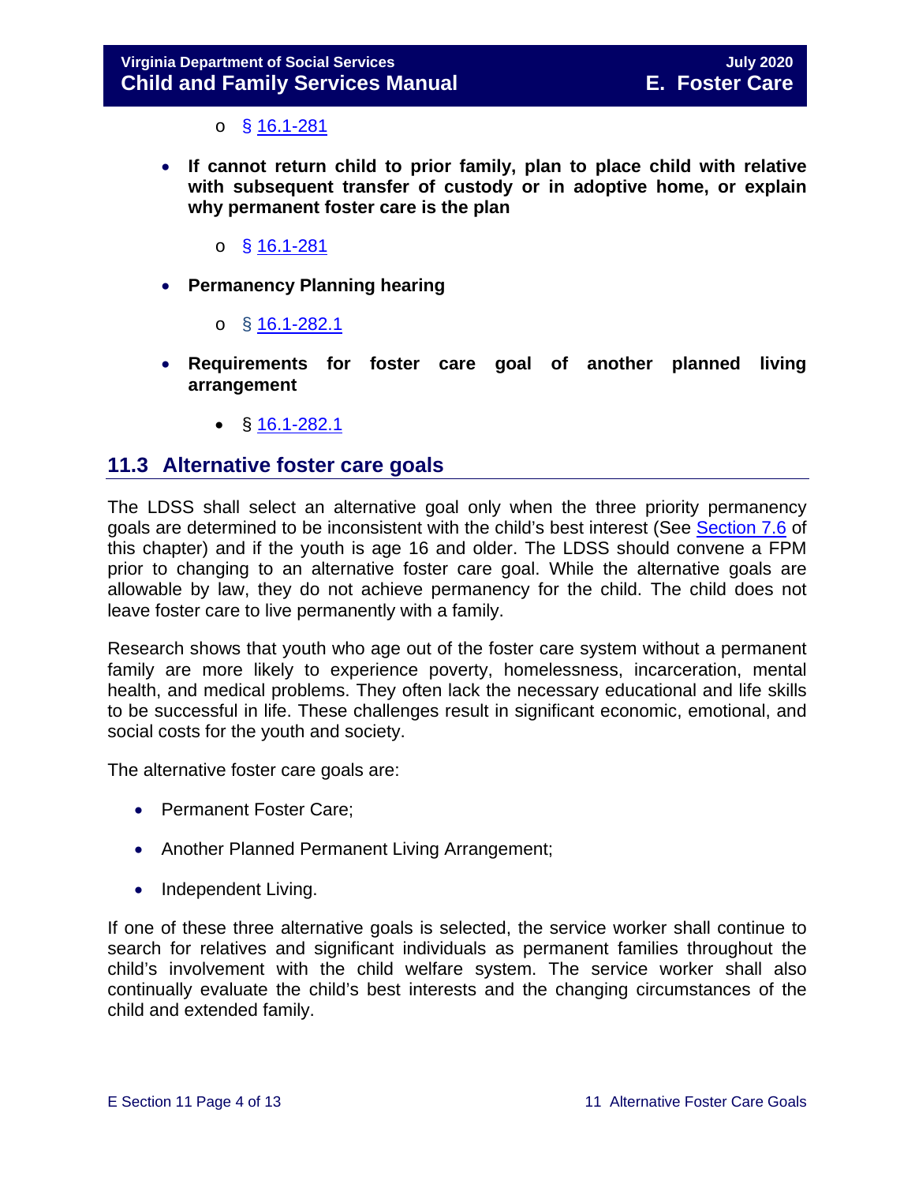- § 16.1-281

- **If cannot return child to prior family, plan to place child with relative with subsequent transfer of custody or in adoptive home, or explain why permanent foster care is the plan**
  - § 16.1-281

- **Permanency Planning hearing**
  - § 16.1-282.1

- **Requirements for foster care goal of another planned living arrangement**
  - § 16.1-282.1

## 11.3 Alternative foster care goals

The LDSS shall select an alternative goal only when the three priority permanency goals are determined to be inconsistent with the child's best interest (See Section 7.6 of this chapter) and if the youth is age 16 and older. The LDSS should convene a FPM prior to changing to an alternative foster care goal. While the alternative goals are allowable by law, they do not achieve permanency for the child. The child does not leave foster care to live permanently with a family.

Research shows that youth who age out of the foster care system without a permanent family are more likely to experience poverty, homelessness, incarceration, mental health, and medical problems. They often lack the necessary educational and life skills to be successful in life. These challenges result in significant economic, emotional, and social costs for the youth and society.

The alternative foster care goals are:

- Permanent Foster Care;
- Another Planned Permanent Living Arrangement;
- Independent Living.

If one of these three alternative goals is selected, the service worker shall continue to search for relatives and significant individuals as permanent families throughout the child's involvement with the child welfare system. The service worker shall also continually evaluate the child's best interests and the changing circumstances of the child and extended family.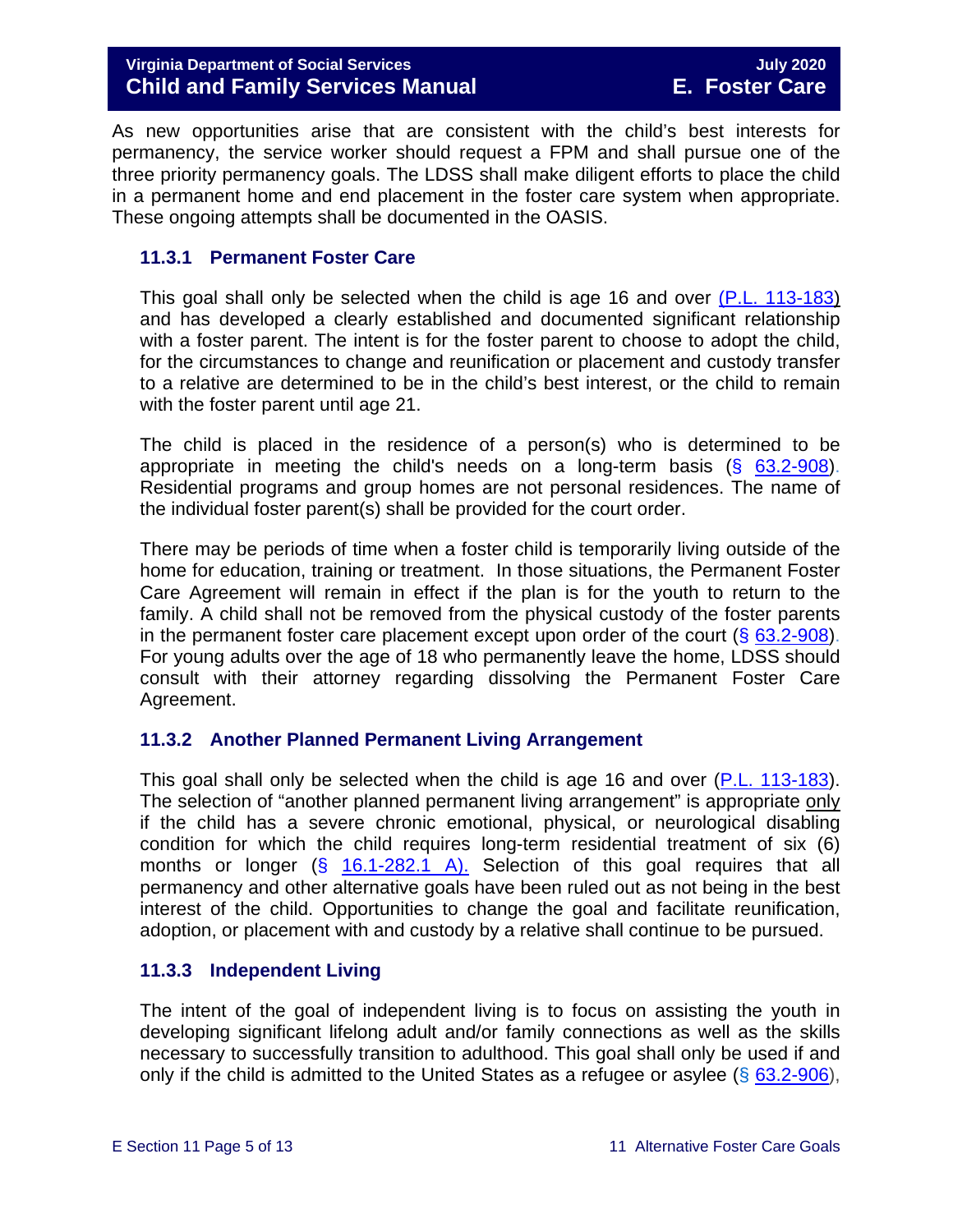As new opportunities arise that are consistent with the child's best interests for permanency, the service worker should request a FPM and shall pursue one of the three priority permanency goals. The LDSS shall make diligent efforts to place the child in a permanent home and end placement in the foster care system when appropriate. These ongoing attempts shall be documented in the OASIS.

### 11.3.1 Permanent Foster Care

This goal shall only be selected when the child is age 16 and over (P.L. 113-183) and has developed a clearly established and documented significant relationship with a foster parent. The intent is for the foster parent to choose to adopt the child, for the circumstances to change and reunification or placement and custody transfer to a relative are determined to be in the child's best interest, or the child to remain with the foster parent until age 21.

The child is placed in the residence of a person(s) who is determined to be appropriate in meeting the child's needs on a long-term basis (§ 63.2-908). Residential programs and group homes are not personal residences. The name of the individual foster parent(s) shall be provided for the court order.

There may be periods of time when a foster child is temporarily living outside of the home for education, training or treatment. In those situations, the Permanent Foster Care Agreement will remain in effect if the plan is for the youth to return to the family. A child shall not be removed from the physical custody of the foster parents in the permanent foster care placement except upon order of the court (§ 63.2-908). For young adults over the age of 18 who permanently leave the home, LDSS should consult with their attorney regarding dissolving the Permanent Foster Care Agreement.

### 11.3.2 Another Planned Permanent Living Arrangement

This goal shall only be selected when the child is age 16 and over (P.L. 113-183). The selection of "another planned permanent living arrangement" is appropriate only if the child has a severe chronic emotional, physical, or neurological disabling condition for which the child requires long-term residential treatment of six (6) months or longer (§ 16.1-282.1 A). Selection of this goal requires that all permanency and other alternative goals have been ruled out as not being in the best interest of the child. Opportunities to change the goal and facilitate reunification, adoption, or placement with and custody by a relative shall continue to be pursued.

### 11.3.3 Independent Living

The intent of the goal of independent living is to focus on assisting the youth in developing significant lifelong adult and/or family connections as well as the skills necessary to successfully transition to adulthood. This goal shall only be used if and only if the child is admitted to the United States as a refugee or asylee (§ 63.2-906),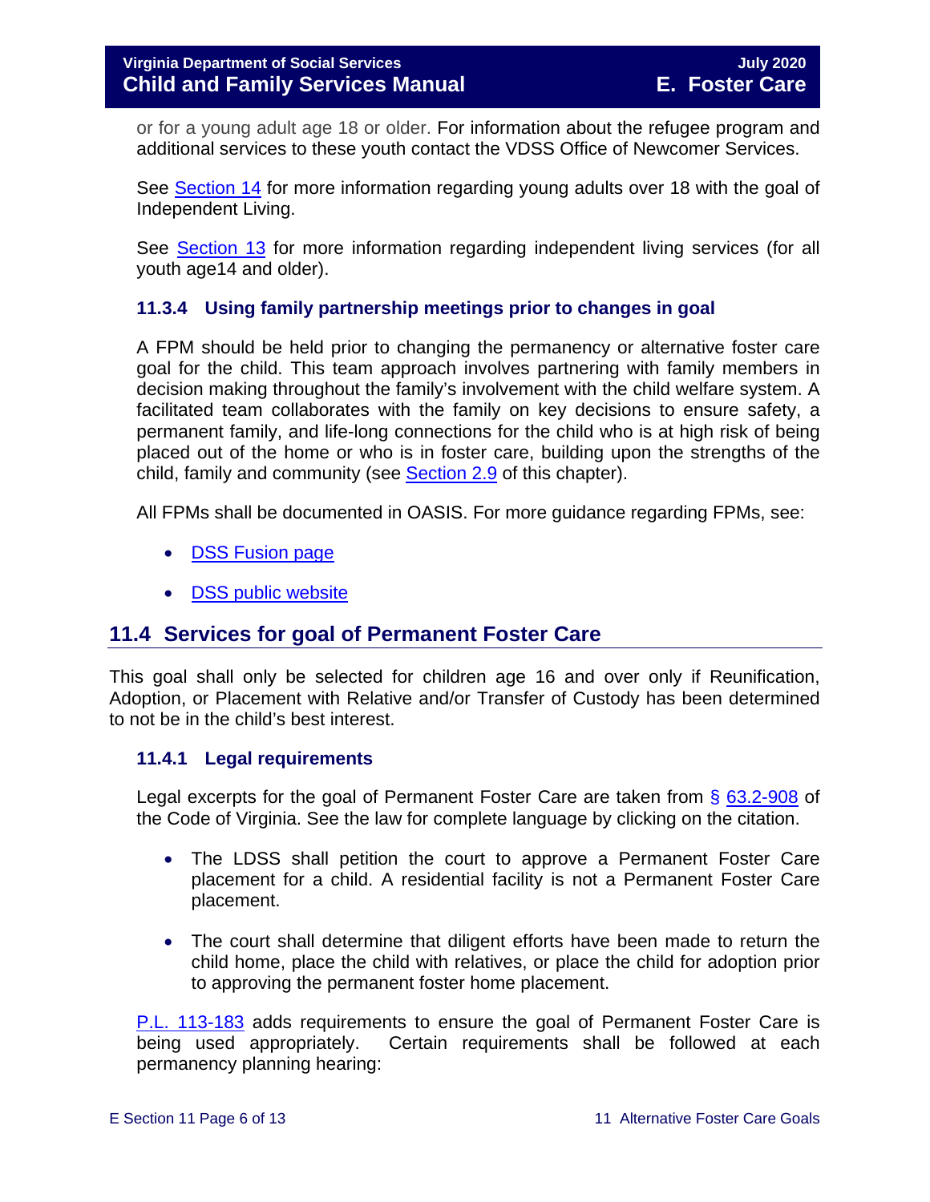or for a young adult age 18 or older. For information about the refugee program and additional services to these youth contact the VDSS Office of Newcomer Services.

See Section 14 for more information regarding young adults over 18 with the goal of Independent Living.

See Section 13 for more information regarding independent living services (for all youth age14 and older).

### 11.3.4 Using family partnership meetings prior to changes in goal

A FPM should be held prior to changing the permanency or alternative foster care goal for the child. This team approach involves partnering with family members in decision making throughout the family's involvement with the child welfare system. A facilitated team collaborates with the family on key decisions to ensure safety, a permanent family, and life-long connections for the child who is at high risk of being placed out of the home or who is in foster care, building upon the strengths of the child, family and community (see Section 2.9 of this chapter).

All FPMs shall be documented in OASIS. For more guidance regarding FPMs, see:

- DSS Fusion page
- DSS public website

## 11.4 Services for goal of Permanent Foster Care

This goal shall only be selected for children age 16 and over only if Reunification, Adoption, or Placement with Relative and/or Transfer of Custody has been determined to not be in the child's best interest.

### 11.4.1 Legal requirements

Legal excerpts for the goal of Permanent Foster Care are taken from § 63.2-908 of the Code of Virginia. See the law for complete language by clicking on the citation.

- The LDSS shall petition the court to approve a Permanent Foster Care placement for a child. A residential facility is not a Permanent Foster Care placement.
- The court shall determine that diligent efforts have been made to return the child home, place the child with relatives, or place the child for adoption prior to approving the permanent foster home placement.

P.L. 113-183 adds requirements to ensure the goal of Permanent Foster Care is being used appropriately. Certain requirements shall be followed at each permanency planning hearing: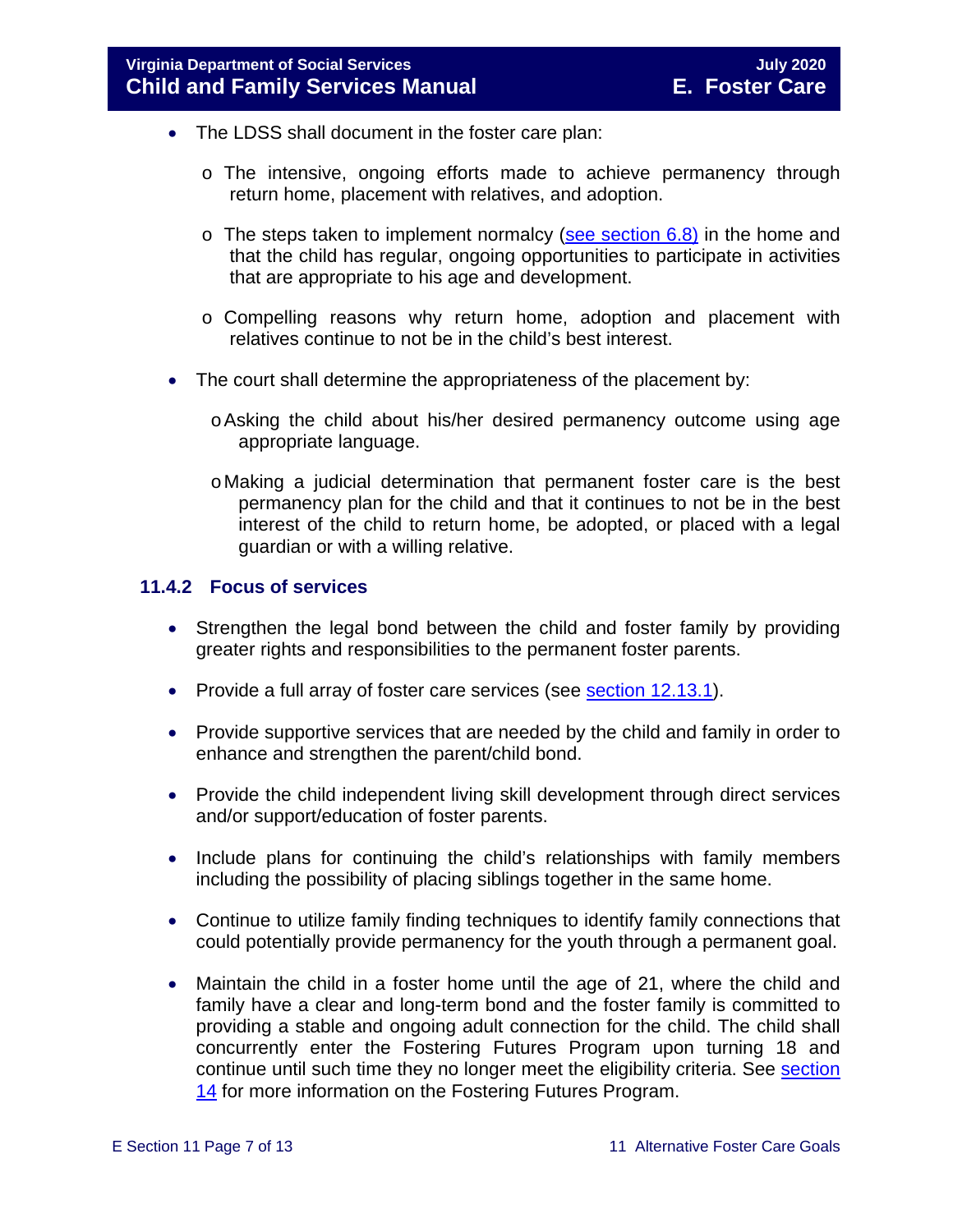- The LDSS shall document in the foster care plan:
  - The intensive, ongoing efforts made to achieve permanency through return home, placement with relatives, and adoption.
  - The steps taken to implement normalcy (see section 6.8) in the home and that the child has regular, ongoing opportunities to participate in activities that are appropriate to his age and development.
  - Compelling reasons why return home, adoption and placement with relatives continue to not be in the child's best interest.
- The court shall determine the appropriateness of the placement by:
  - Asking the child about his/her desired permanency outcome using age appropriate language.
  - Making a judicial determination that permanent foster care is the best permanency plan for the child and that it continues to not be in the best interest of the child to return home, be adopted, or placed with a legal guardian or with a willing relative.

### 11.4.2 Focus of services

- Strengthen the legal bond between the child and foster family by providing greater rights and responsibilities to the permanent foster parents.
- Provide a full array of foster care services (see section 12.13.1).
- Provide supportive services that are needed by the child and family in order to enhance and strengthen the parent/child bond.
- Provide the child independent living skill development through direct services and/or support/education of foster parents.
- Include plans for continuing the child's relationships with family members including the possibility of placing siblings together in the same home.
- Continue to utilize family finding techniques to identify family connections that could potentially provide permanency for the youth through a permanent goal.
- Maintain the child in a foster home until the age of 21, where the child and family have a clear and long-term bond and the foster family is committed to providing a stable and ongoing adult connection for the child. The child shall concurrently enter the Fostering Futures Program upon turning 18 and continue until such time they no longer meet the eligibility criteria. See section 14 for more information on the Fostering Futures Program.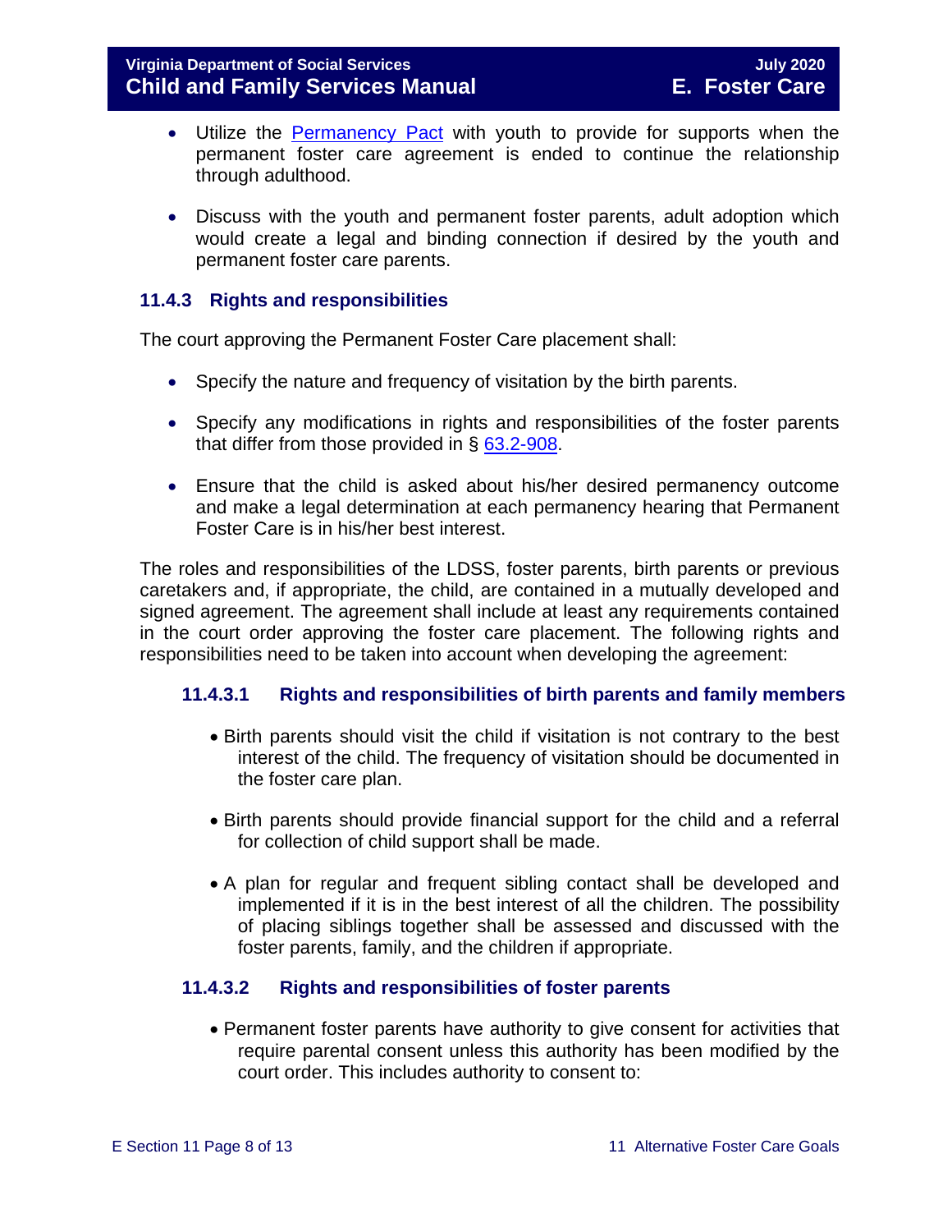- Utilize the Permanency Pact with youth to provide for supports when the permanent foster care agreement is ended to continue the relationship through adulthood.

- Discuss with the youth and permanent foster parents, adult adoption which would create a legal and binding connection if desired by the youth and permanent foster care parents.

### 11.4.3 Rights and responsibilities

The court approving the Permanent Foster Care placement shall:

- Specify the nature and frequency of visitation by the birth parents.

- Specify any modifications in rights and responsibilities of the foster parents that differ from those provided in § 63.2-908.

- Ensure that the child is asked about his/her desired permanency outcome and make a legal determination at each permanency hearing that Permanent Foster Care is in his/her best interest.

The roles and responsibilities of the LDSS, foster parents, birth parents or previous caretakers and, if appropriate, the child, are contained in a mutually developed and signed agreement. The agreement shall include at least any requirements contained in the court order approving the foster care placement. The following rights and responsibilities need to be taken into account when developing the agreement:

#### 11.4.3.1 Rights and responsibilities of birth parents and family members

- Birth parents should visit the child if visitation is not contrary to the best interest of the child. The frequency of visitation should be documented in the foster care plan.

- Birth parents should provide financial support for the child and a referral for collection of child support shall be made.

- A plan for regular and frequent sibling contact shall be developed and implemented if it is in the best interest of all the children. The possibility of placing siblings together shall be assessed and discussed with the foster parents, family, and the children if appropriate.

#### 11.4.3.2 Rights and responsibilities of foster parents

- Permanent foster parents have authority to give consent for activities that require parental consent unless this authority has been modified by the court order. This includes authority to consent to: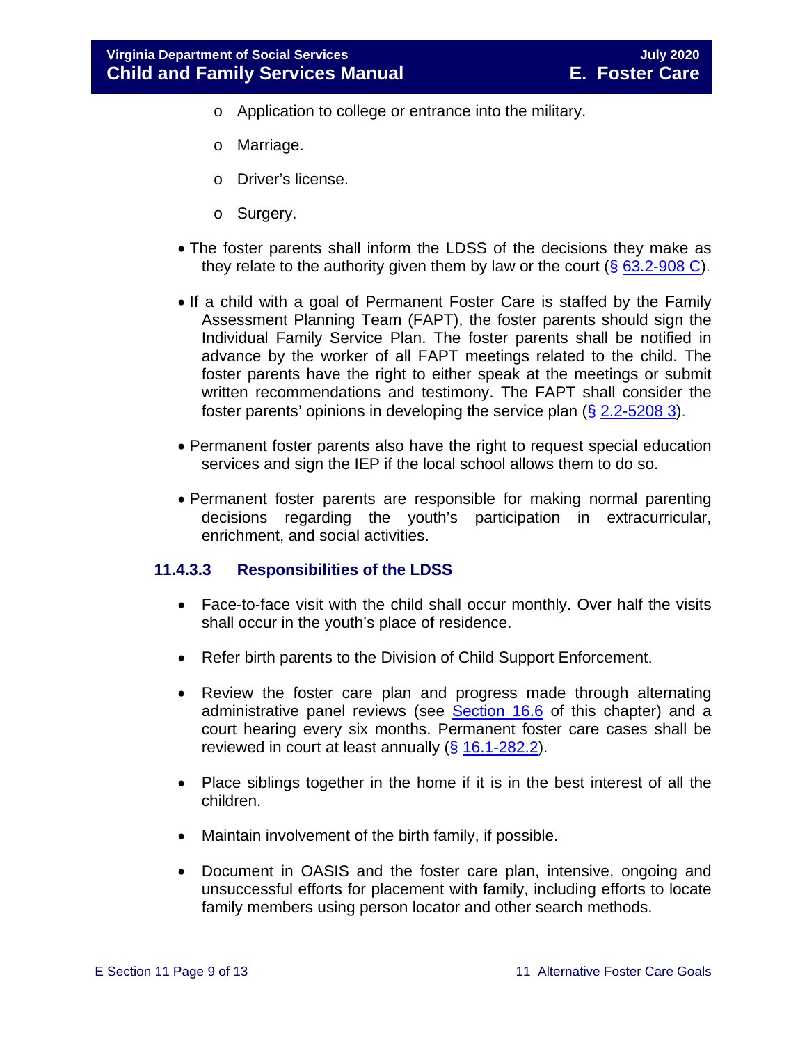- Application to college or entrance into the military.
  - Marriage.
  - Driver's license.
  - Surgery.

- The foster parents shall inform the LDSS of the decisions they make as they relate to the authority given them by law or the court (§ 63.2-908 C).

- If a child with a goal of Permanent Foster Care is staffed by the Family Assessment Planning Team (FAPT), the foster parents should sign the Individual Family Service Plan. The foster parents shall be notified in advance by the worker of all FAPT meetings related to the child. The foster parents have the right to either speak at the meetings or submit written recommendations and testimony. The FAPT shall consider the foster parents' opinions in developing the service plan (§ 2.2-5208 3).

- Permanent foster parents also have the right to request special education services and sign the IEP if the local school allows them to do so.

- Permanent foster parents are responsible for making normal parenting decisions regarding the youth's participation in extracurricular, enrichment, and social activities.

#### 11.4.3.3 Responsibilities of the LDSS

- Face-to-face visit with the child shall occur monthly. Over half the visits shall occur in the youth's place of residence.

- Refer birth parents to the Division of Child Support Enforcement.

- Review the foster care plan and progress made through alternating administrative panel reviews (see Section 16.6 of this chapter) and a court hearing every six months. Permanent foster care cases shall be reviewed in court at least annually (§ 16.1-282.2).

- Place siblings together in the home if it is in the best interest of all the children.

- Maintain involvement of the birth family, if possible.

- Document in OASIS and the foster care plan, intensive, ongoing and unsuccessful efforts for placement with family, including efforts to locate family members using person locator and other search methods.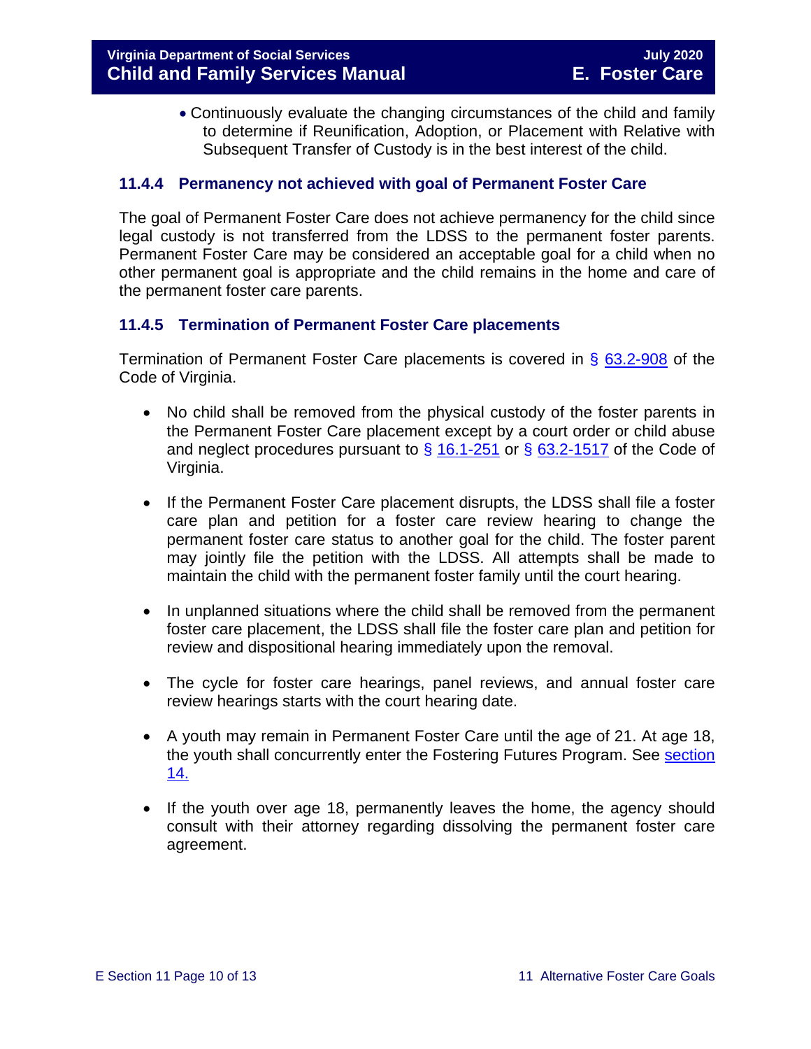- Continuously evaluate the changing circumstances of the child and family to determine if Reunification, Adoption, or Placement with Relative with Subsequent Transfer of Custody is in the best interest of the child.

### 11.4.4 Permanency not achieved with goal of Permanent Foster Care

The goal of Permanent Foster Care does not achieve permanency for the child since legal custody is not transferred from the LDSS to the permanent foster parents. Permanent Foster Care may be considered an acceptable goal for a child when no other permanent goal is appropriate and the child remains in the home and care of the permanent foster care parents.

### 11.4.5 Termination of Permanent Foster Care placements

Termination of Permanent Foster Care placements is covered in [§ 63.2-908](#) of the Code of Virginia.

- No child shall be removed from the physical custody of the foster parents in the Permanent Foster Care placement except by a court order or child abuse and neglect procedures pursuant to [§ 16.1-251](#) or [§ 63.2-1517](#) of the Code of Virginia.
- If the Permanent Foster Care placement disrupts, the LDSS shall file a foster care plan and petition for a foster care review hearing to change the permanent foster care status to another goal for the child. The foster parent may jointly file the petition with the LDSS. All attempts shall be made to maintain the child with the permanent foster family until the court hearing.
- In unplanned situations where the child shall be removed from the permanent foster care placement, the LDSS shall file the foster care plan and petition for review and dispositional hearing immediately upon the removal.
- The cycle for foster care hearings, panel reviews, and annual foster care review hearings starts with the court hearing date.
- A youth may remain in Permanent Foster Care until the age of 21. At age 18, the youth shall concurrently enter the Fostering Futures Program. See [section 14.](#)
- If the youth over age 18, permanently leaves the home, the agency should consult with their attorney regarding dissolving the permanent foster care agreement.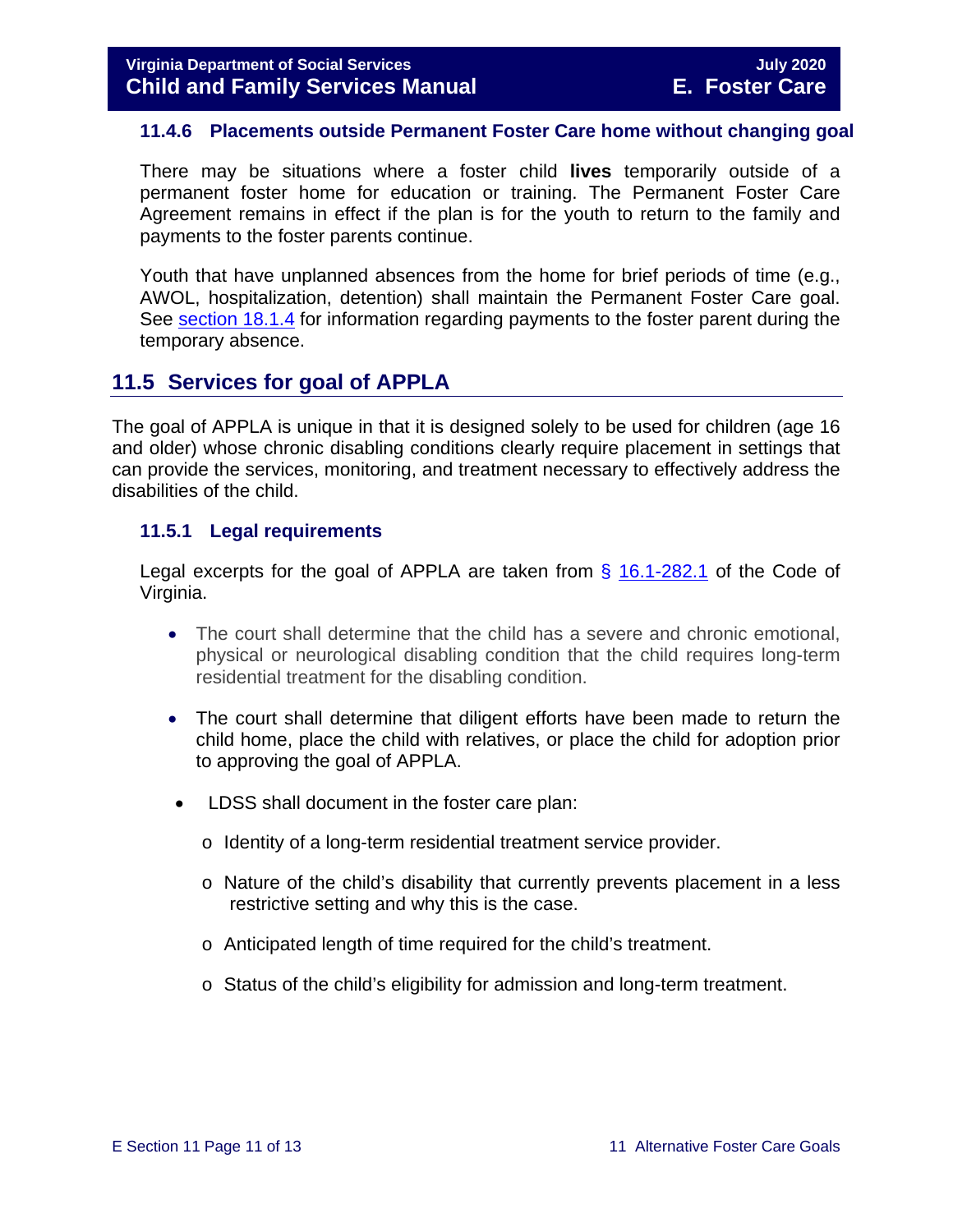### 11.4.6 Placements outside Permanent Foster Care home without changing goal

There may be situations where a foster child **lives** temporarily outside of a permanent foster home for education or training. The Permanent Foster Care Agreement remains in effect if the plan is for the youth to return to the family and payments to the foster parents continue.

Youth that have unplanned absences from the home for brief periods of time (e.g., AWOL, hospitalization, detention) shall maintain the Permanent Foster Care goal. See section 18.1.4 for information regarding payments to the foster parent during the temporary absence.

## 11.5 Services for goal of APPLA

The goal of APPLA is unique in that it is designed solely to be used for children (age 16 and older) whose chronic disabling conditions clearly require placement in settings that can provide the services, monitoring, and treatment necessary to effectively address the disabilities of the child.

### 11.5.1 Legal requirements

Legal excerpts for the goal of APPLA are taken from § 16.1-282.1 of the Code of Virginia.

- The court shall determine that the child has a severe and chronic emotional, physical or neurological disabling condition that the child requires long-term residential treatment for the disabling condition.
- The court shall determine that diligent efforts have been made to return the child home, place the child with relatives, or place the child for adoption prior to approving the goal of APPLA.
- LDSS shall document in the foster care plan:
  - Identity of a long-term residential treatment service provider.
  - Nature of the child's disability that currently prevents placement in a less restrictive setting and why this is the case.
  - Anticipated length of time required for the child's treatment.
  - Status of the child's eligibility for admission and long-term treatment.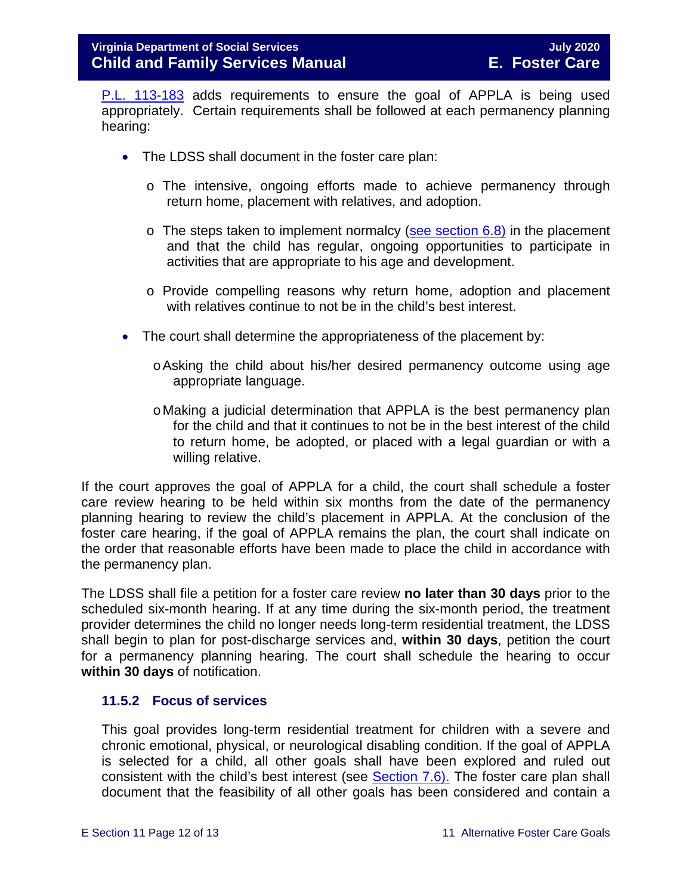P.L. 113-183 adds requirements to ensure the goal of APPLA is being used appropriately. Certain requirements shall be followed at each permanency planning hearing:

- The LDSS shall document in the foster care plan:
  - The intensive, ongoing efforts made to achieve permanency through return home, placement with relatives, and adoption.
  - The steps taken to implement normalcy (see section 6.8) in the placement and that the child has regular, ongoing opportunities to participate in activities that are appropriate to his age and development.
  - Provide compelling reasons why return home, adoption and placement with relatives continue to not be in the child's best interest.
- The court shall determine the appropriateness of the placement by:
  - Asking the child about his/her desired permanency outcome using age appropriate language.
  - Making a judicial determination that APPLA is the best permanency plan for the child and that it continues to not be in the best interest of the child to return home, be adopted, or placed with a legal guardian or with a willing relative.

If the court approves the goal of APPLA for a child, the court shall schedule a foster care review hearing to be held within six months from the date of the permanency planning hearing to review the child's placement in APPLA. At the conclusion of the foster care hearing, if the goal of APPLA remains the plan, the court shall indicate on the order that reasonable efforts have been made to place the child in accordance with the permanency plan.

The LDSS shall file a petition for a foster care review **no later than 30 days** prior to the scheduled six-month hearing. If at any time during the six-month period, the treatment provider determines the child no longer needs long-term residential treatment, the LDSS shall begin to plan for post-discharge services and, **within 30 days**, petition the court for a permanency planning hearing. The court shall schedule the hearing to occur **within 30 days** of notification.

### 11.5.2 Focus of services

This goal provides long-term residential treatment for children with a severe and chronic emotional, physical, or neurological disabling condition. If the goal of APPLA is selected for a child, all other goals shall have been explored and ruled out consistent with the child's best interest (see Section 7.6). The foster care plan shall document that the feasibility of all other goals has been considered and contain a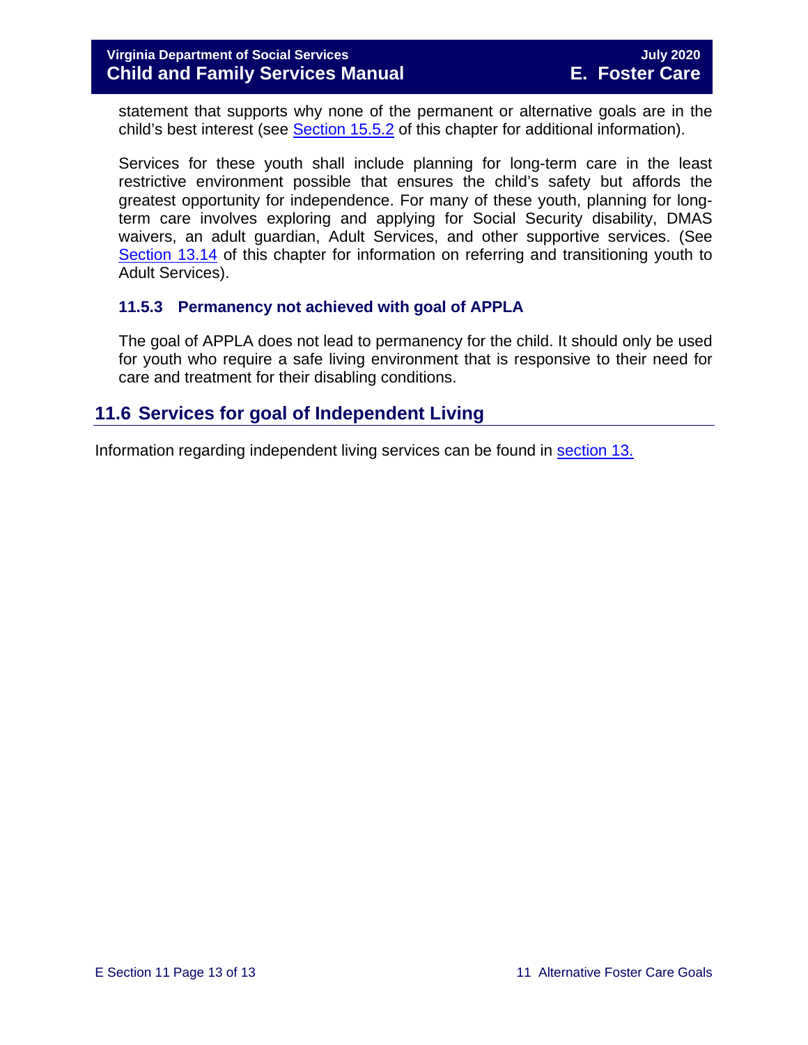statement that supports why none of the permanent or alternative goals are in the child's best interest (see Section 15.5.2 of this chapter for additional information).

Services for these youth shall include planning for long-term care in the least restrictive environment possible that ensures the child's safety but affords the greatest opportunity for independence. For many of these youth, planning for long-term care involves exploring and applying for Social Security disability, DMAS waivers, an adult guardian, Adult Services, and other supportive services. (See Section 13.14 of this chapter for information on referring and transitioning youth to Adult Services).

### 11.5.3 Permanency not achieved with goal of APPLA

The goal of APPLA does not lead to permanency for the child. It should only be used for youth who require a safe living environment that is responsive to their need for care and treatment for their disabling conditions.

## 11.6 Services for goal of Independent Living

Information regarding independent living services can be found in section 13.